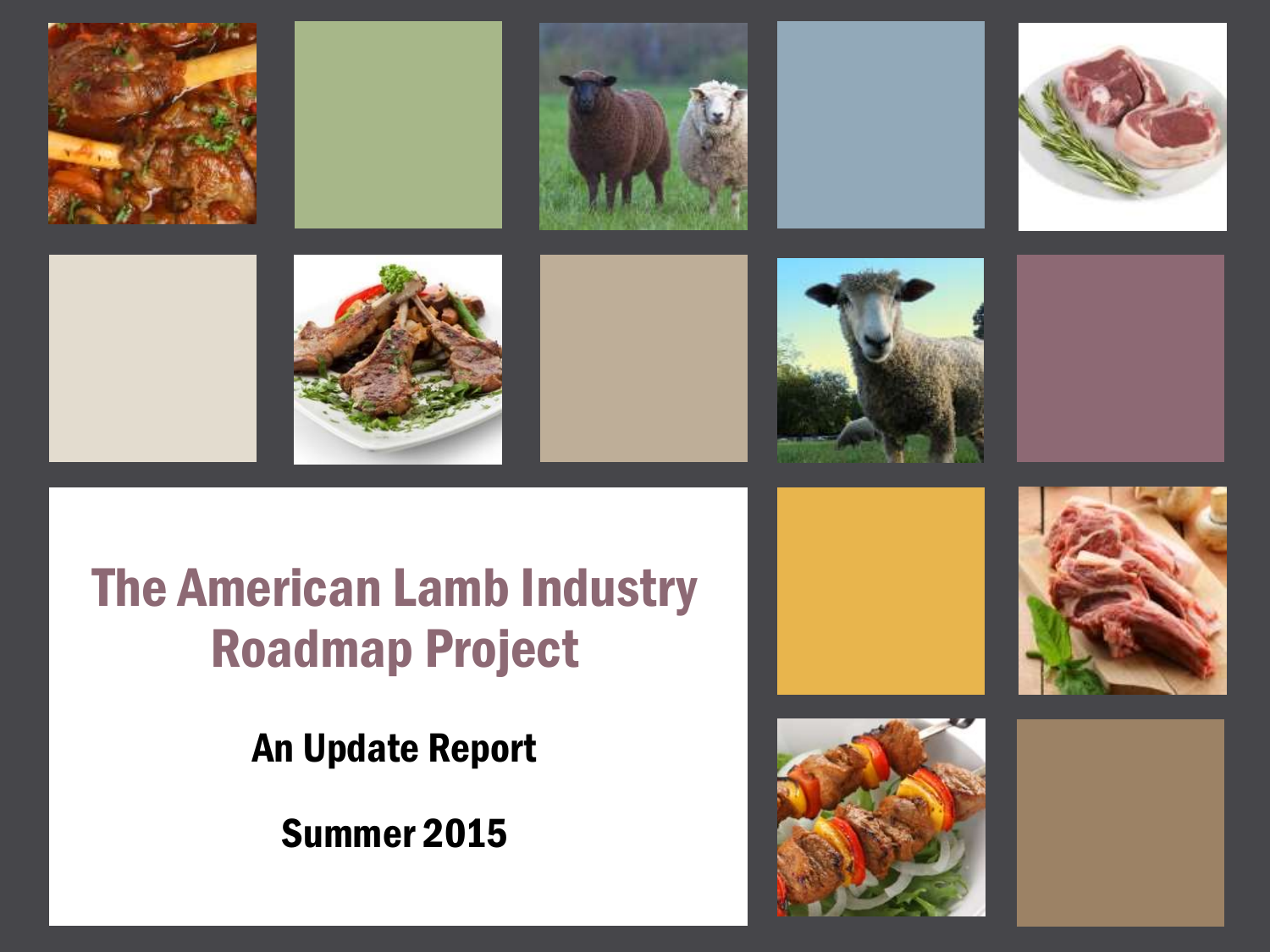# The American Lamb Industry Roadmap Project

## An Update Report

## Summer 2015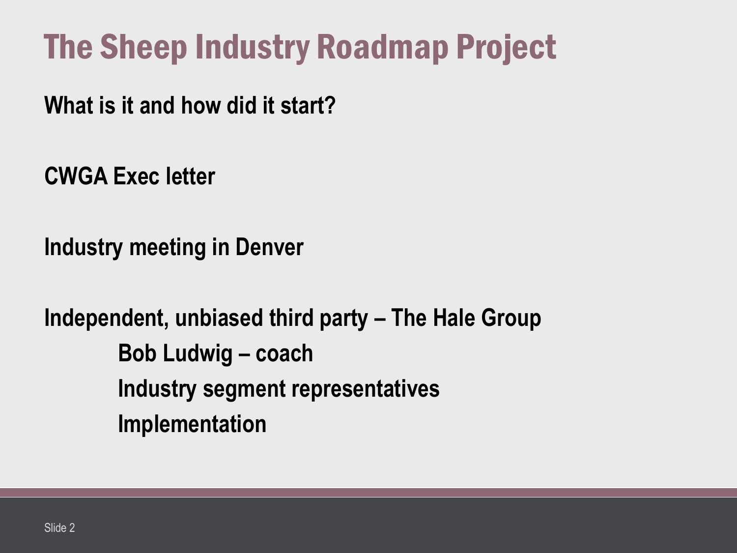# The Sheep Industry Roadmap Project

**What is it and how did it start?**

**CWGA Exec letter**

**Industry meeting in Denver**

**Independent, unbiased third party – The Hale Group**

- **Bob Ludwig – coach**
- **Industry segment representatives**
- **Implementation**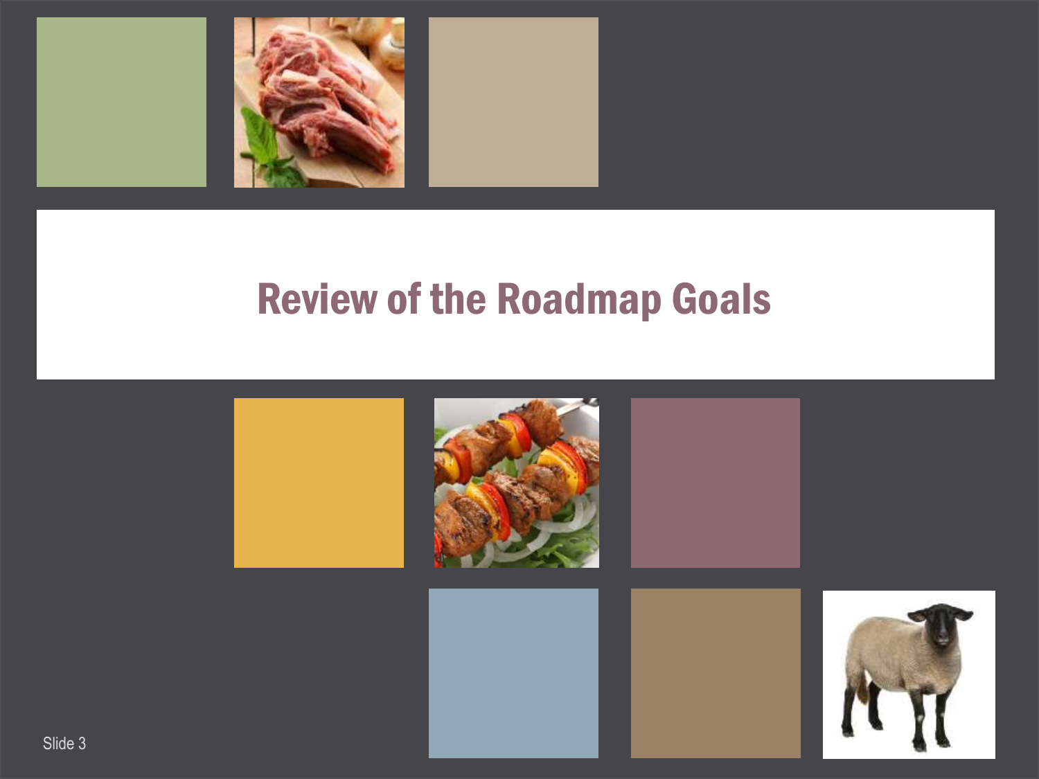# Review of the Roadmap Goals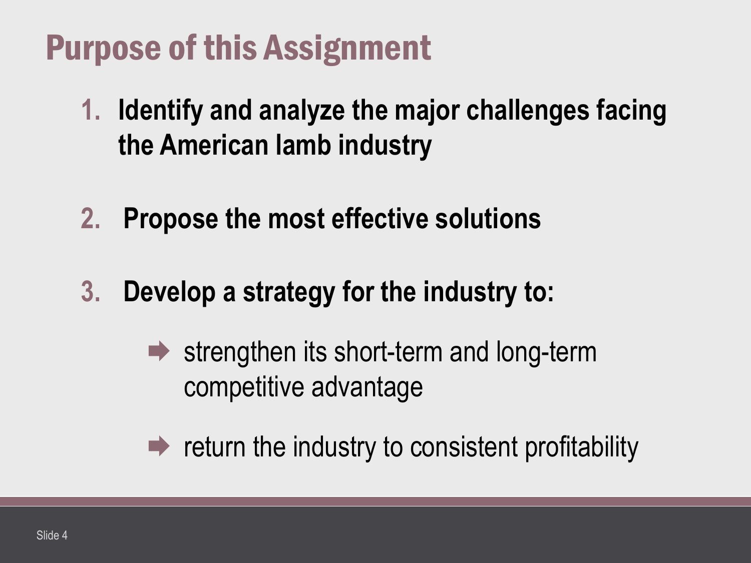# Purpose of this Assignment

1. **Identify and analyze the major challenges facing the American lamb industry**

2. **Propose the most effective solutions**

3. **Develop a strategy for the industry to:**

   - strengthen its short-term and long-term competitive advantage

   - return the industry to consistent profitability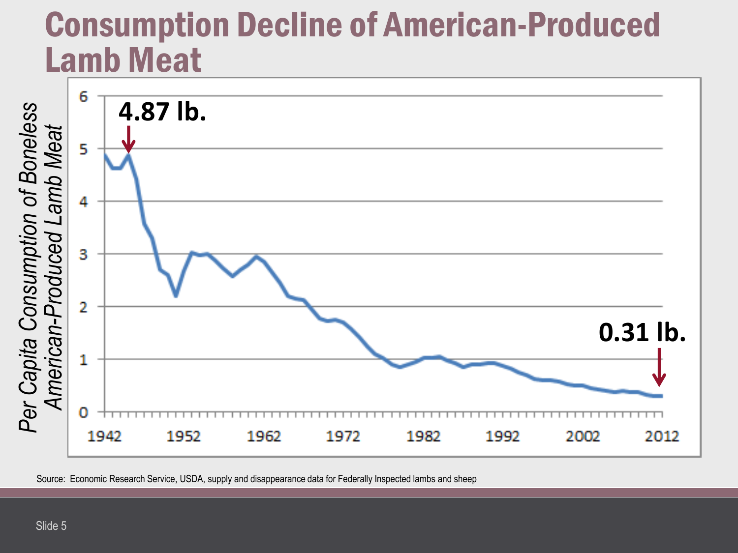# Consumption Decline of American-Produced Lamb Meat

Per Capita Consumption of Boneless American-Produced Lamb Meat

4.87 lb.

0.31 lb.

0 1 2 3 4 5 6

1942 1952 1962 1972 1982 1992 2002 2012

Source: Economic Research Service, USDA, supply and disappearance data for Federally Inspected lambs and sheep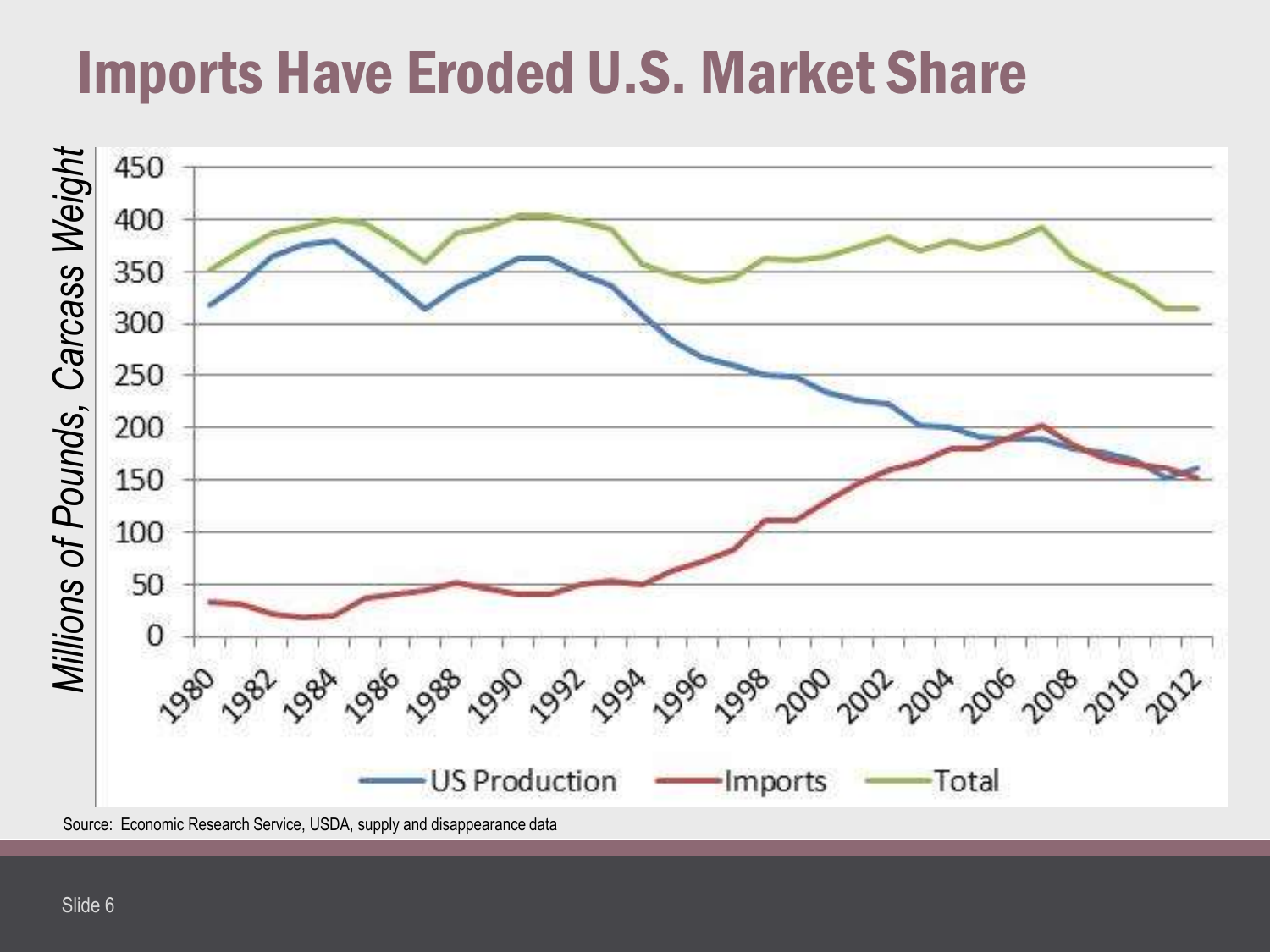# Imports Have Eroded U.S. Market Share

Millions of Pounds, Carcass Weight

450
400
350
300
250
200
150
100
50
0

1980 1982 1984 1986 1988 1990 1992 1994 1996 1998 2000 2002 2004 2006 2008 2010 2012

US Production — Imports — Total

Source: Economic Research Service, USDA, supply and disappearance data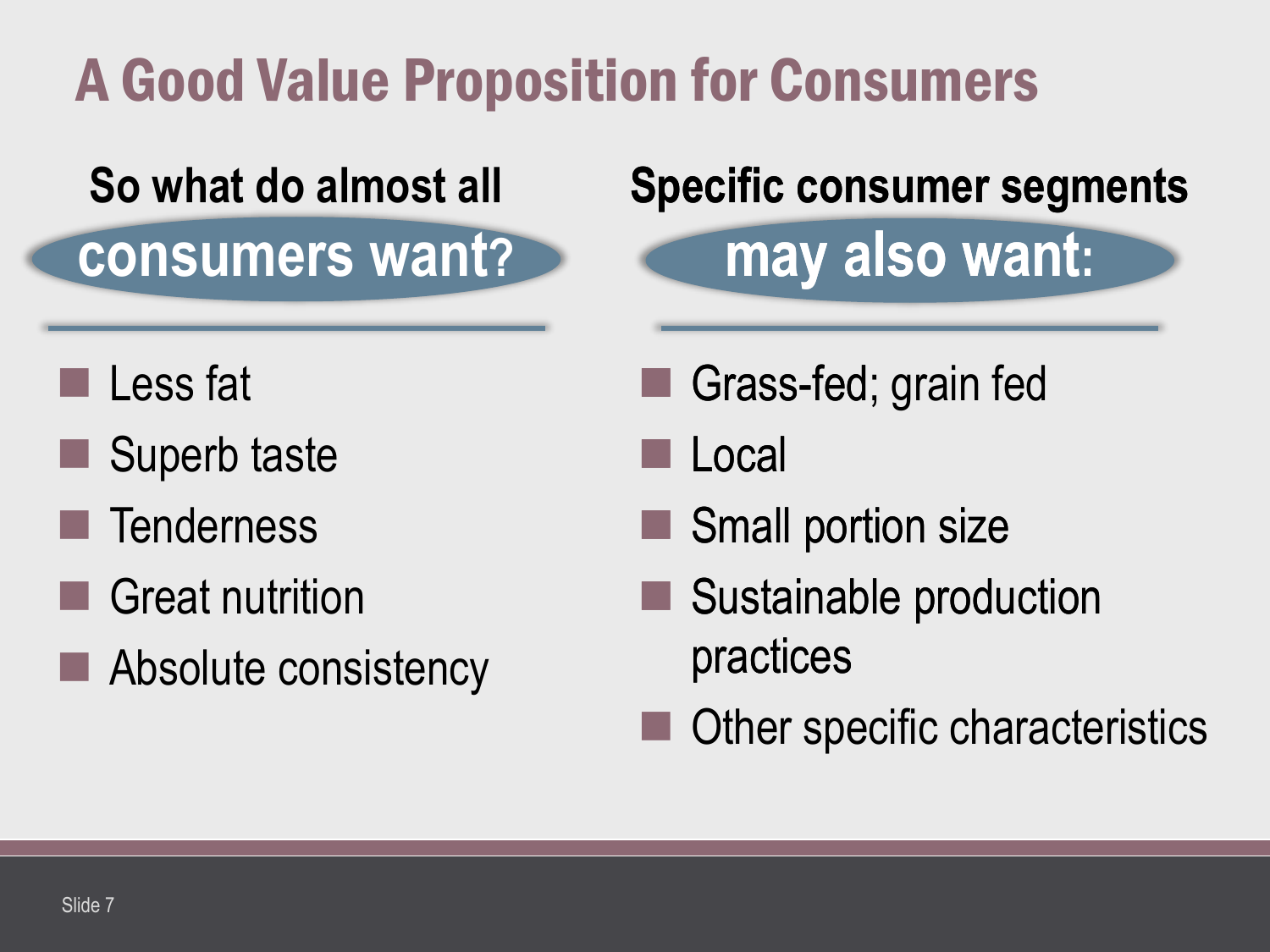# A Good Value Proposition for Consumers

## So what do almost all consumers want?

- Less fat
- Superb taste
- Tenderness
- Great nutrition
- Absolute consistency

## Specific consumer segments may also want:

- Grass-fed; grain fed
- Local
- Small portion size
- Sustainable production practices
- Other specific characteristics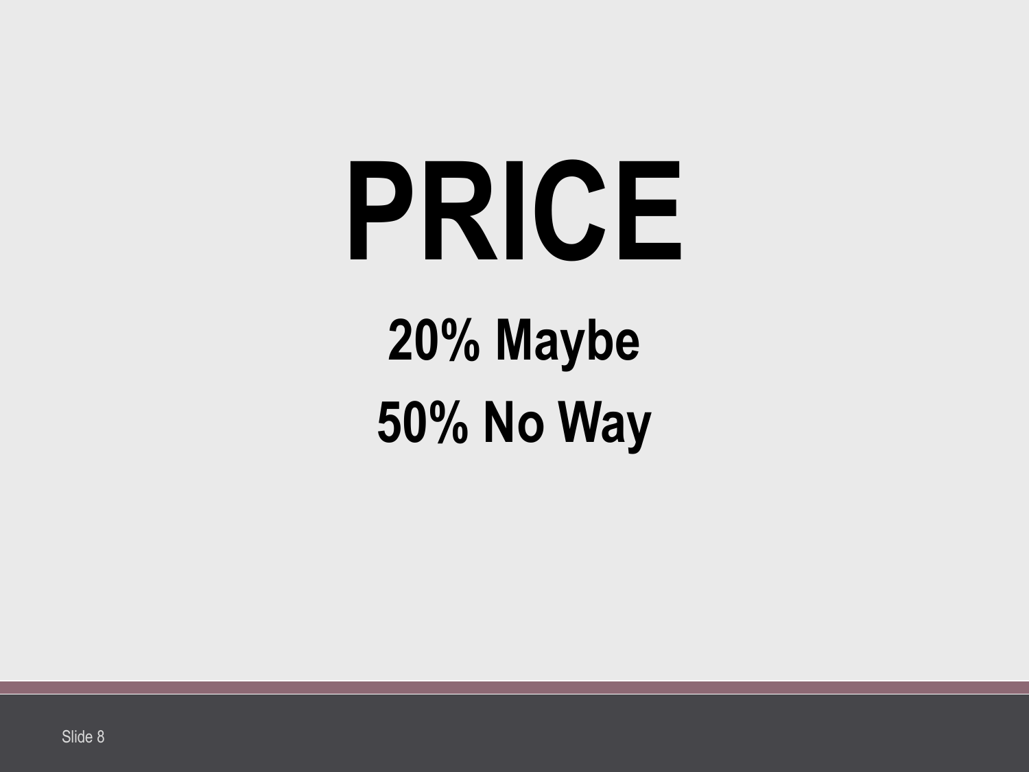# PRICE

**20% Maybe**

**50% No Way**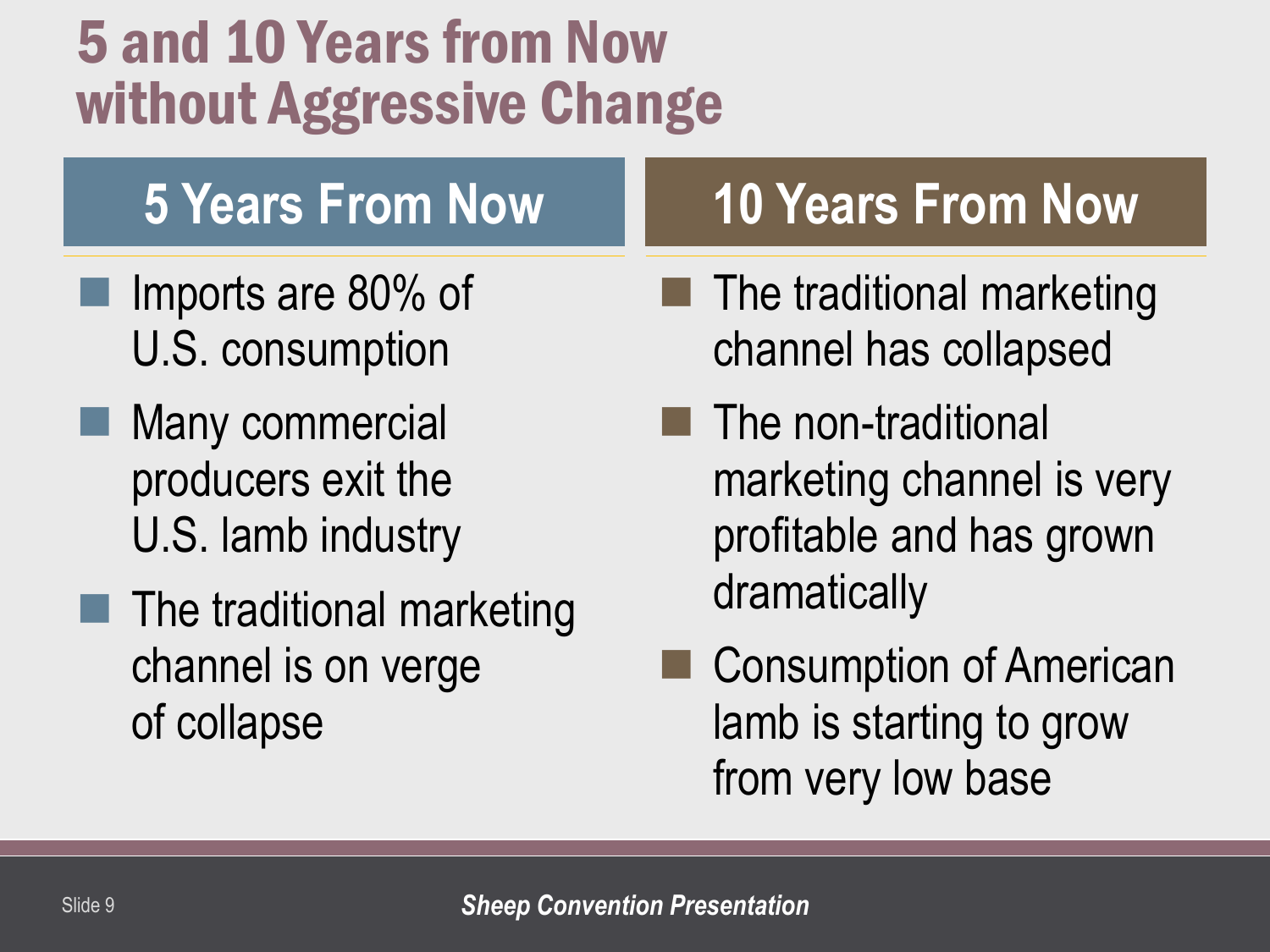# 5 and 10 Years from Now without Aggressive Change

## 5 Years From Now

- Imports are 80% of U.S. consumption
- Many commercial producers exit the U.S. lamb industry
- The traditional marketing channel is on verge of collapse

## 10 Years From Now

- The traditional marketing channel has collapsed
- The non-traditional marketing channel is very profitable and has grown dramatically
- Consumption of American lamb is starting to grow from very low base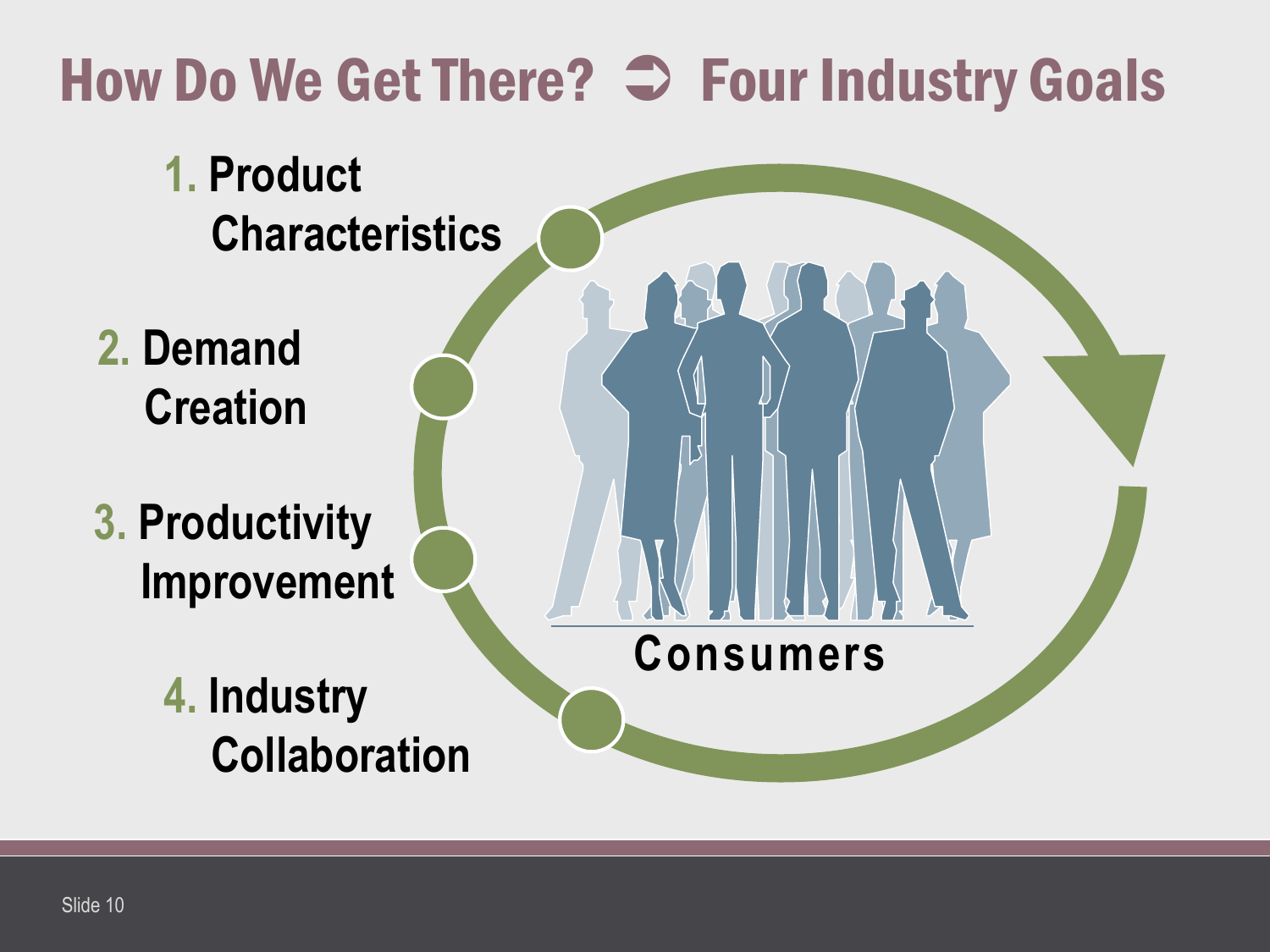# How Do We Get There? ➲ Four Industry Goals

1. Product Characteristics
2. Demand Creation
3. Productivity Improvement
4. Industry Collaboration

Consumers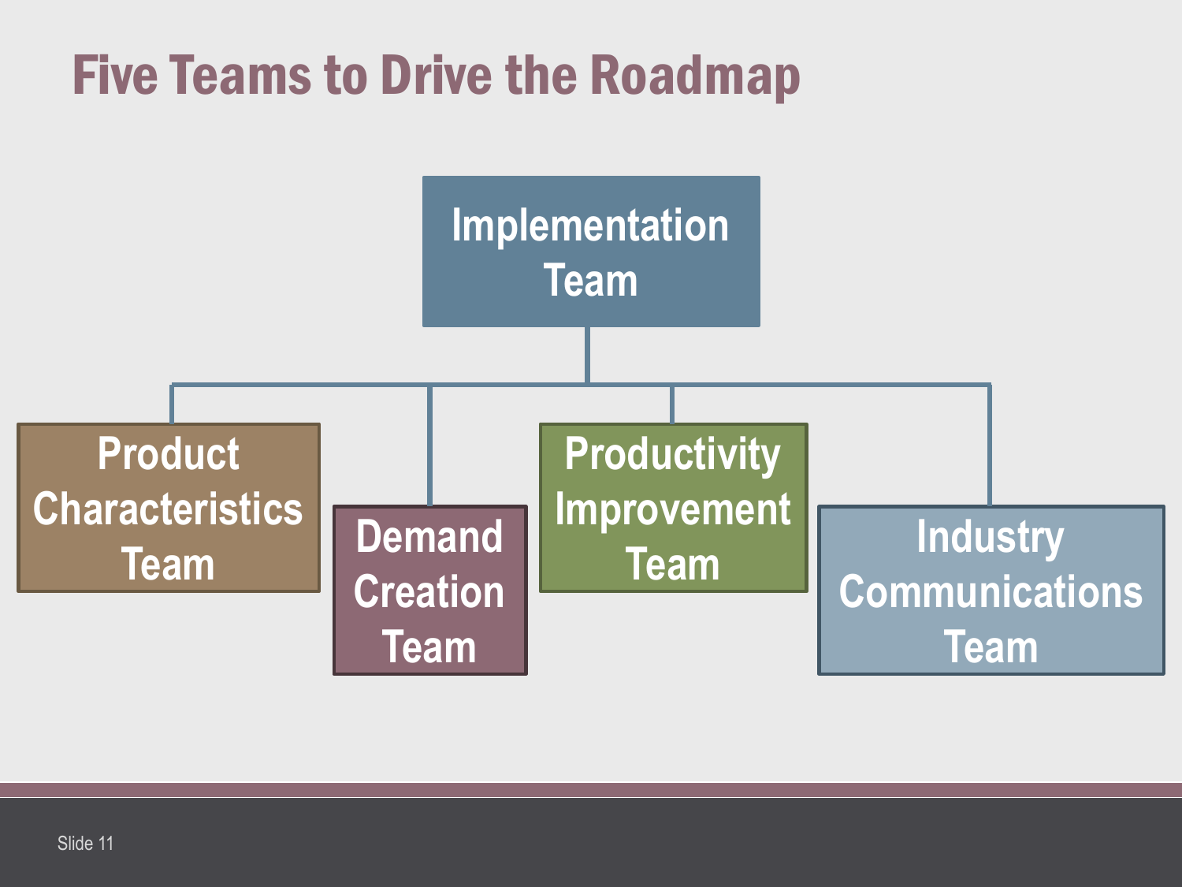# Five Teams to Drive the Roadmap

- Implementation Team
  - Product Characteristics Team
  - Demand Creation Team
  - Productivity Improvement Team
  - Industry Communications Team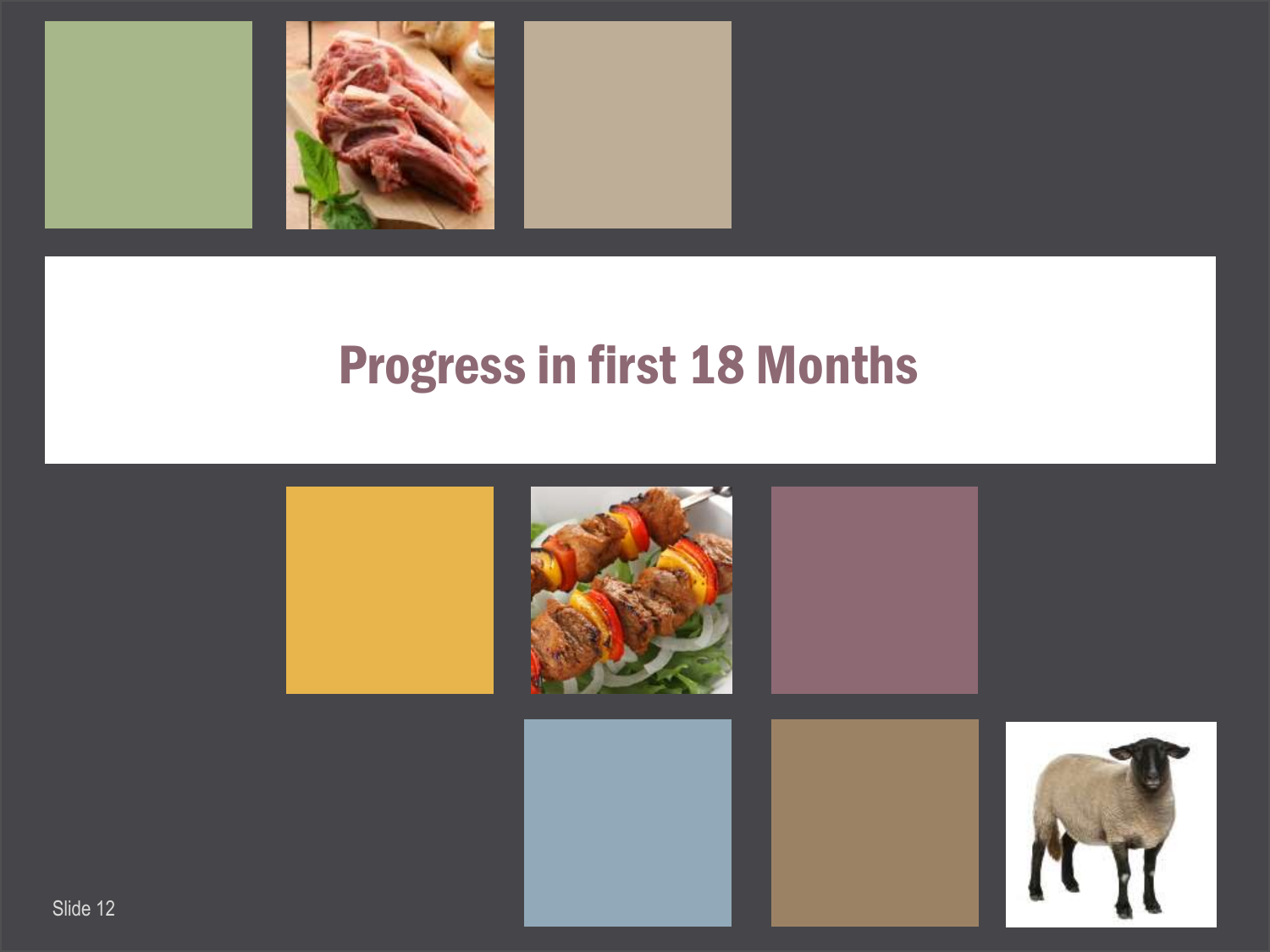# Progress in first 18 Months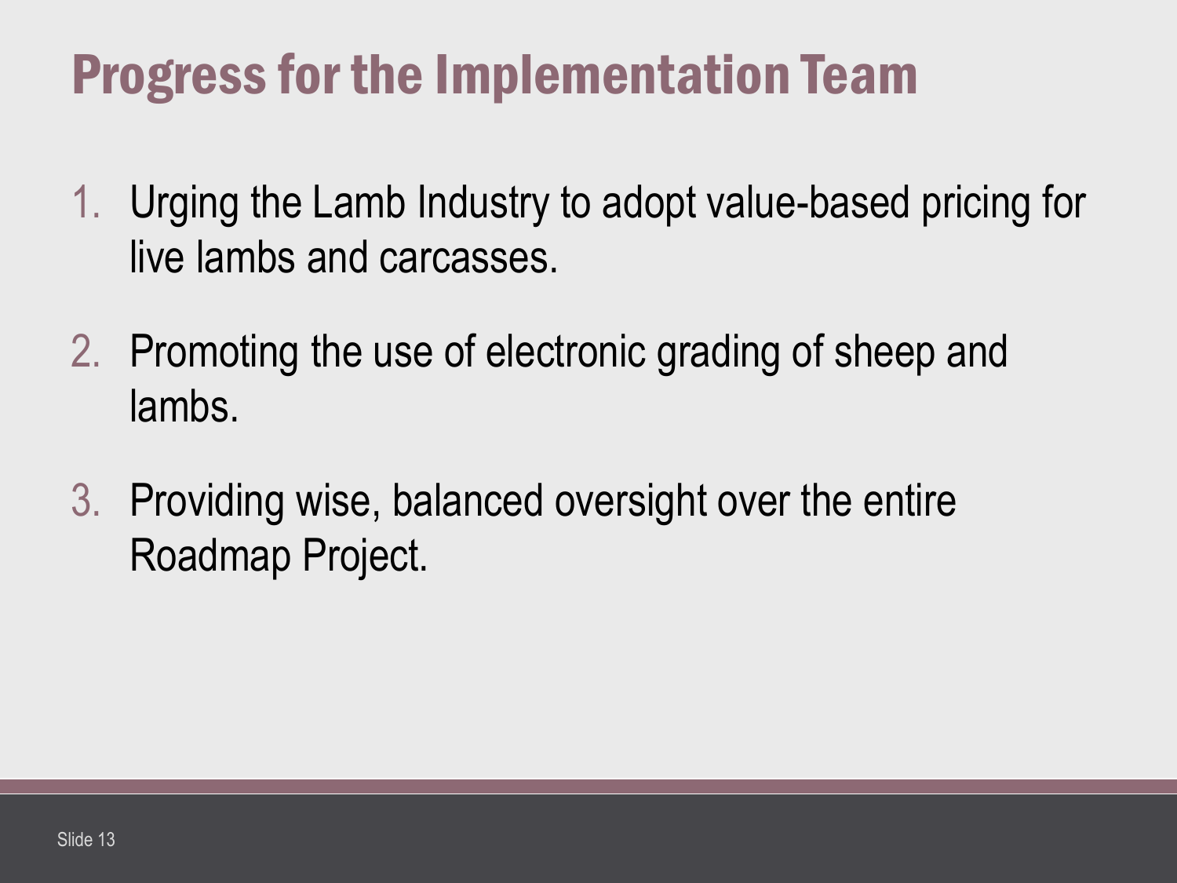# Progress for the Implementation Team

1. Urging the Lamb Industry to adopt value-based pricing for live lambs and carcasses.
2. Promoting the use of electronic grading of sheep and lambs.
3. Providing wise, balanced oversight over the entire Roadmap Project.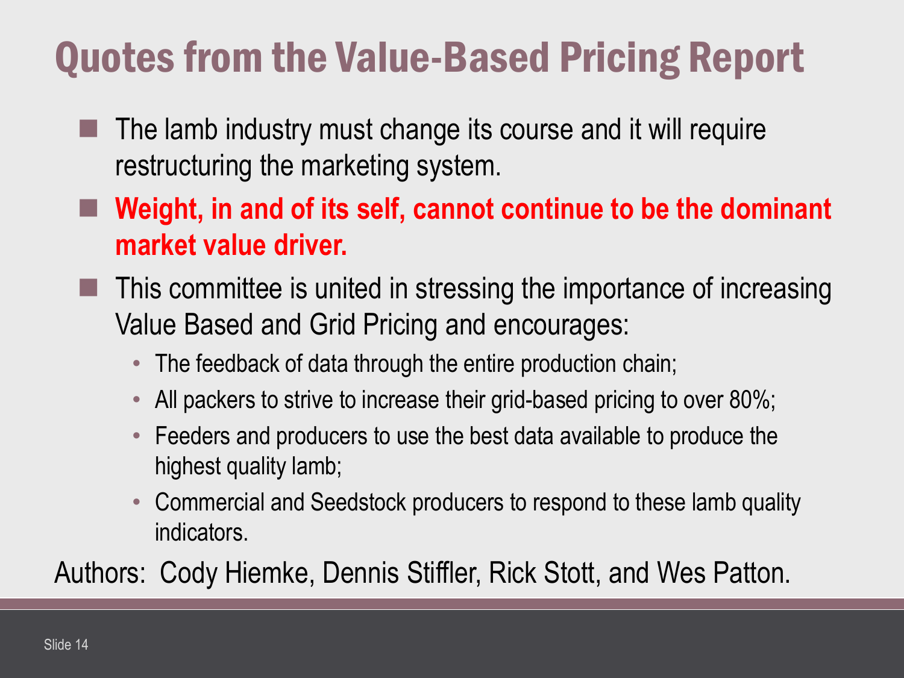# Quotes from the Value-Based Pricing Report

- The lamb industry must change its course and it will require restructuring the marketing system.
- **Weight, in and of its self, cannot continue to be the dominant market value driver.**
- This committee is united in stressing the importance of increasing Value Based and Grid Pricing and encourages:
  - The feedback of data through the entire production chain;
  - All packers to strive to increase their grid-based pricing to over 80%;
  - Feeders and producers to use the best data available to produce the highest quality lamb;
  - Commercial and Seedstock producers to respond to these lamb quality indicators.

Authors: Cody Hiemke, Dennis Stiffler, Rick Stott, and Wes Patton.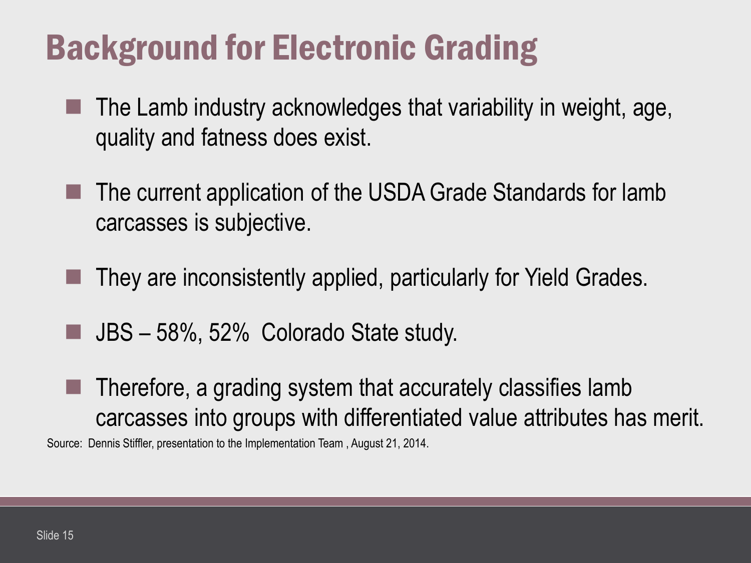# Background for Electronic Grading

- The Lamb industry acknowledges that variability in weight, age, quality and fatness does exist.
- The current application of the USDA Grade Standards for lamb carcasses is subjective.
- They are inconsistently applied, particularly for Yield Grades.
- JBS – 58%, 52% Colorado State study.
- Therefore, a grading system that accurately classifies lamb carcasses into groups with differentiated value attributes has merit.

Source: Dennis Stiffler, presentation to the Implementation Team , August 21, 2014.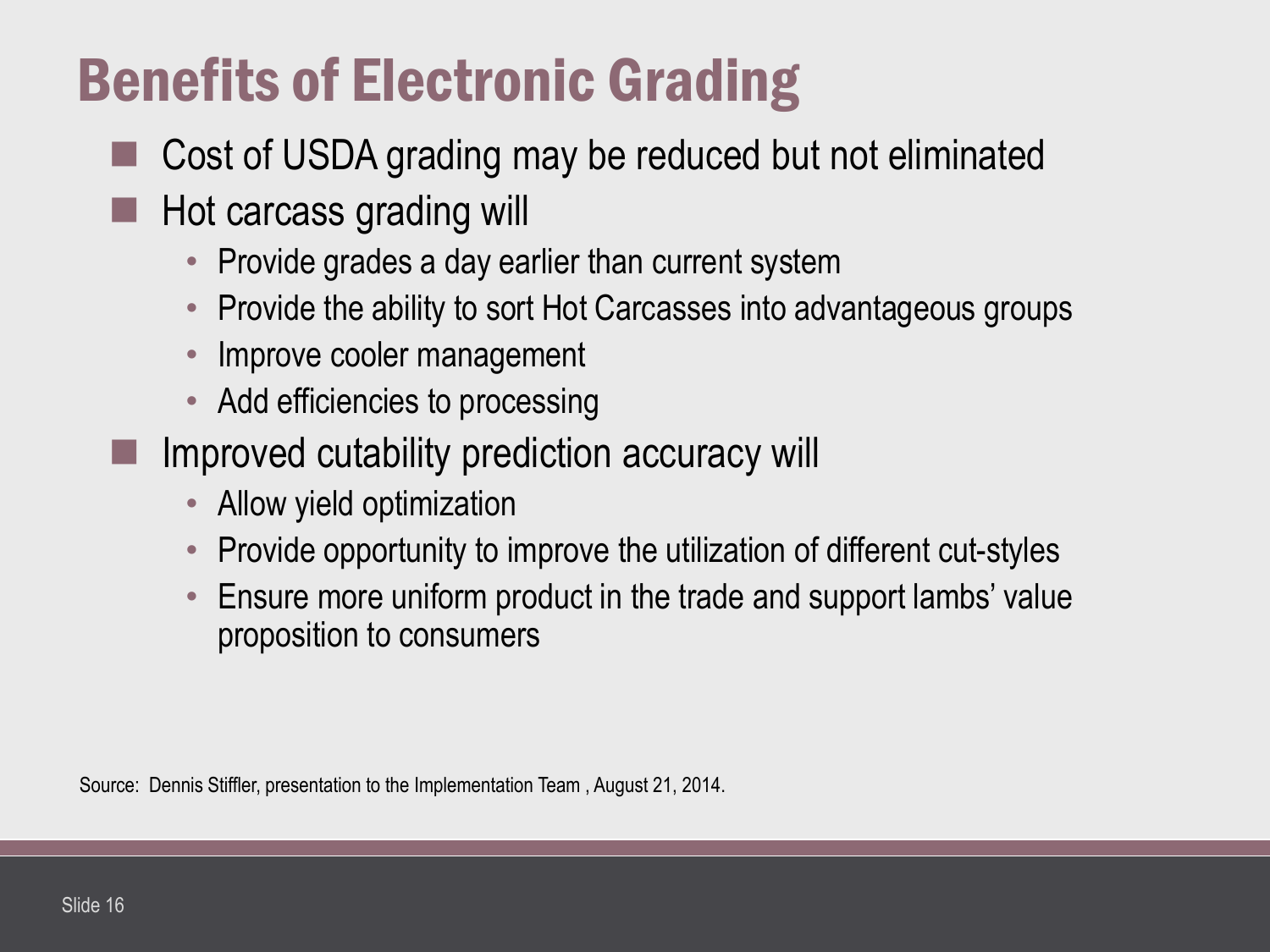# Benefits of Electronic Grading

- Cost of USDA grading may be reduced but not eliminated
- Hot carcass grading will
  - Provide grades a day earlier than current system
  - Provide the ability to sort Hot Carcasses into advantageous groups
  - Improve cooler management
  - Add efficiencies to processing
- Improved cutability prediction accuracy will
  - Allow yield optimization
  - Provide opportunity to improve the utilization of different cut-styles
  - Ensure more uniform product in the trade and support lambs' value proposition to consumers

Source: Dennis Stiffler, presentation to the Implementation Team , August 21, 2014.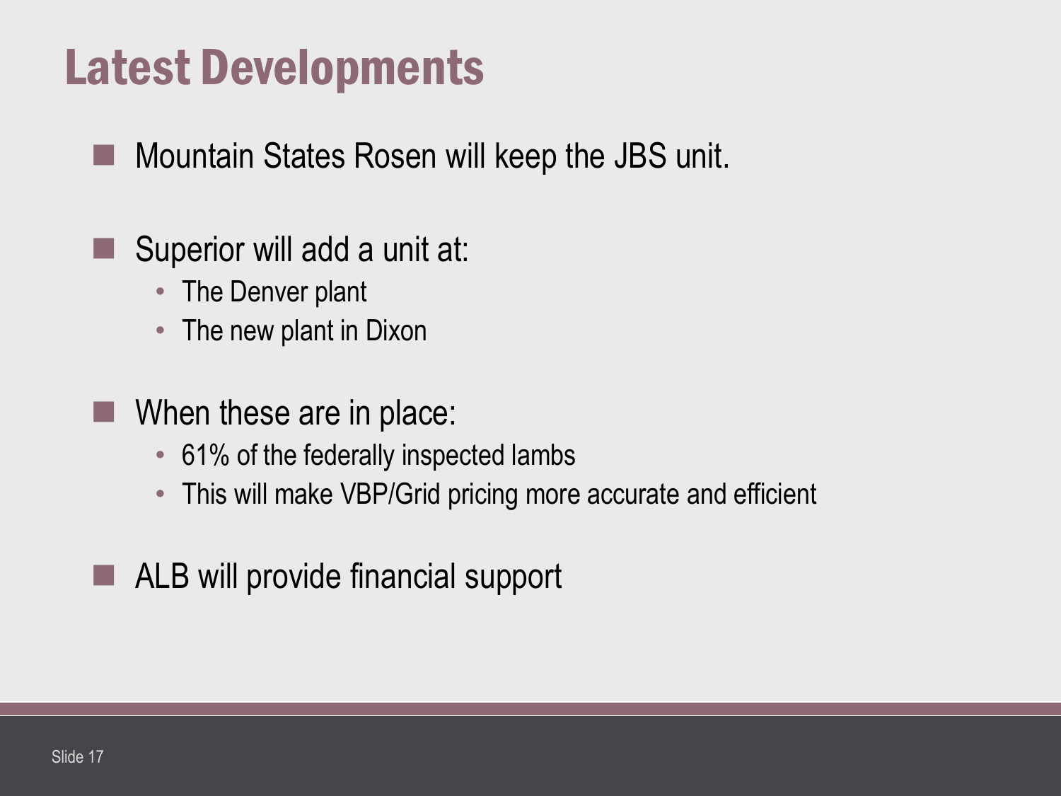# Latest Developments

- Mountain States Rosen will keep the JBS unit.
- Superior will add a unit at:
  - The Denver plant
  - The new plant in Dixon
- When these are in place:
  - 61% of the federally inspected lambs
  - This will make VBP/Grid pricing more accurate and efficient
- ALB will provide financial support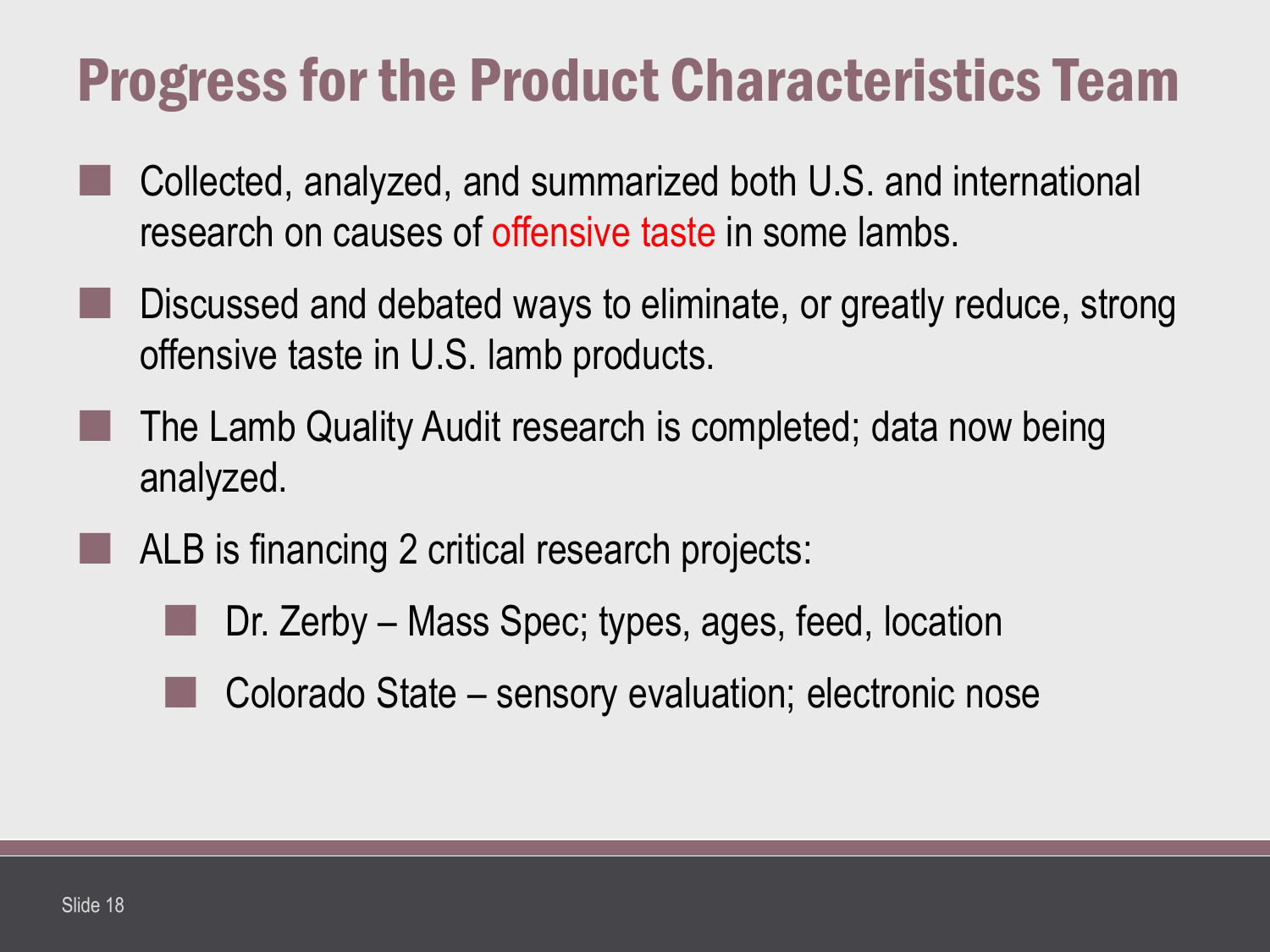# Progress for the Product Characteristics Team

- Collected, analyzed, and summarized both U.S. and international research on causes of offensive taste in some lambs.
- Discussed and debated ways to eliminate, or greatly reduce, strong offensive taste in U.S. lamb products.
- The Lamb Quality Audit research is completed; data now being analyzed.
- ALB is financing 2 critical research projects:
  - Dr. Zerby – Mass Spec; types, ages, feed, location
  - Colorado State – sensory evaluation; electronic nose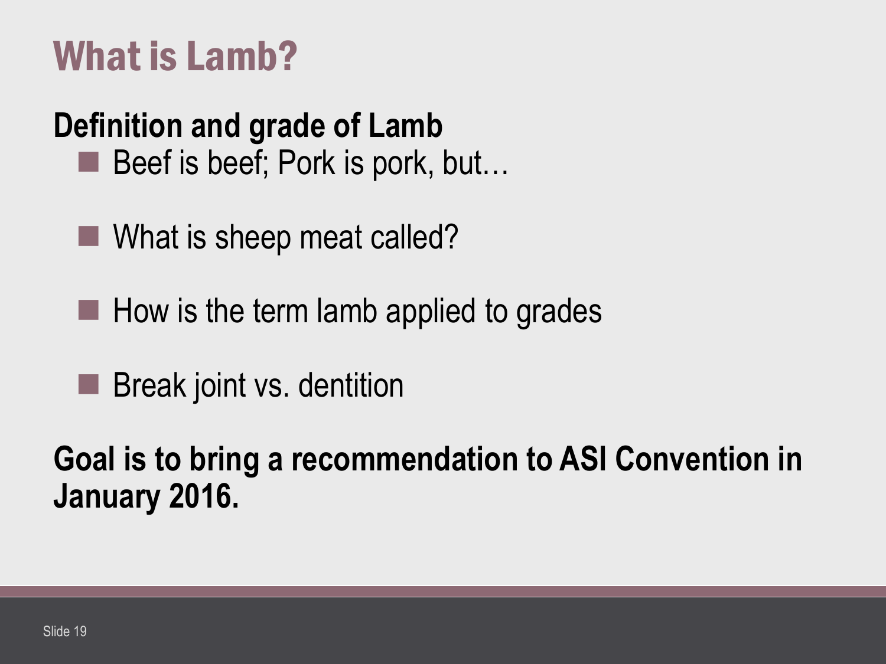# What is Lamb?

**Definition and grade of Lamb**

- Beef is beef; Pork is pork, but…
- What is sheep meat called?
- How is the term lamb applied to grades
- Break joint vs. dentition

**Goal is to bring a recommendation to ASI Convention in January 2016.**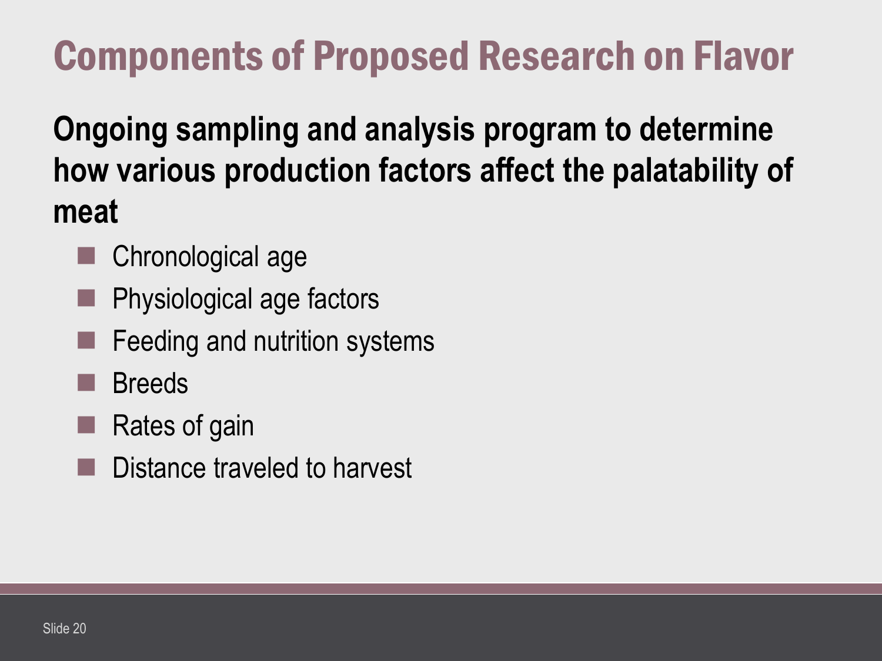# Components of Proposed Research on Flavor

**Ongoing sampling and analysis program to determine how various production factors affect the palatability of meat**

- Chronological age
- Physiological age factors
- Feeding and nutrition systems
- Breeds
- Rates of gain
- Distance traveled to harvest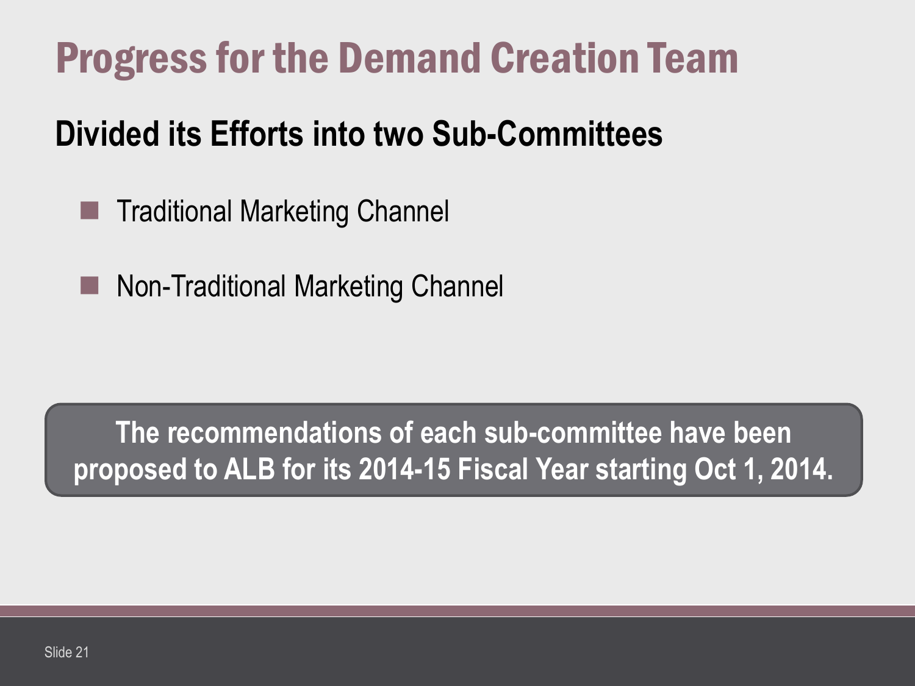# Progress for the Demand Creation Team

## Divided its Efforts into two Sub-Committees

- Traditional Marketing Channel
- Non-Traditional Marketing Channel

**The recommendations of each sub-committee have been proposed to ALB for its 2014-15 Fiscal Year starting Oct 1, 2014.**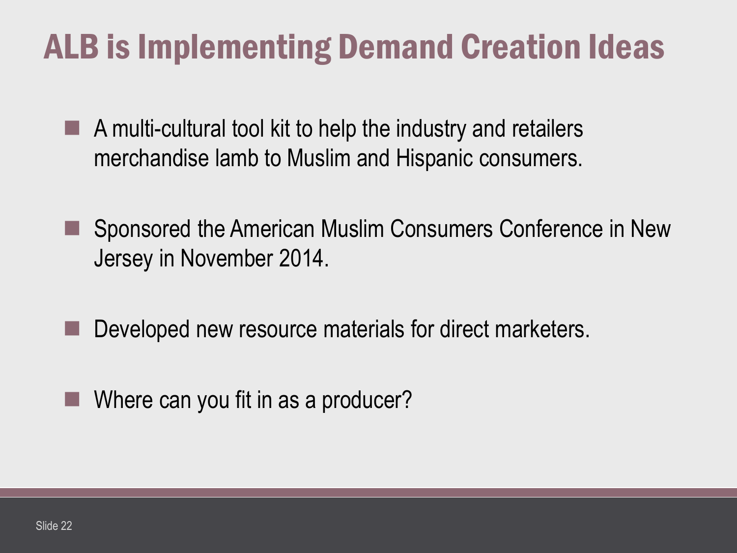# ALB is Implementing Demand Creation Ideas

- A multi-cultural tool kit to help the industry and retailers merchandise lamb to Muslim and Hispanic consumers.
- Sponsored the American Muslim Consumers Conference in New Jersey in November 2014.
- Developed new resource materials for direct marketers.
- Where can you fit in as a producer?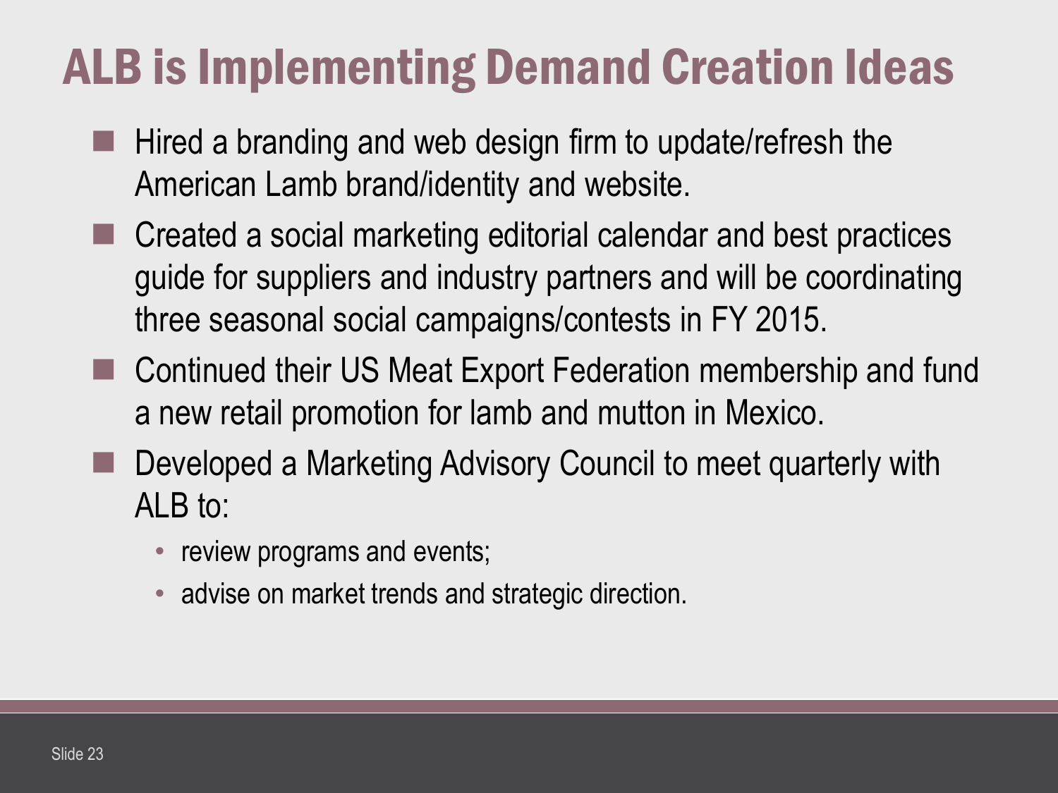# ALB is Implementing Demand Creation Ideas

- Hired a branding and web design firm to update/refresh the American Lamb brand/identity and website.
- Created a social marketing editorial calendar and best practices guide for suppliers and industry partners and will be coordinating three seasonal social campaigns/contests in FY 2015.
- Continued their US Meat Export Federation membership and fund a new retail promotion for lamb and mutton in Mexico.
- Developed a Marketing Advisory Council to meet quarterly with ALB to:
  - review programs and events;
  - advise on market trends and strategic direction.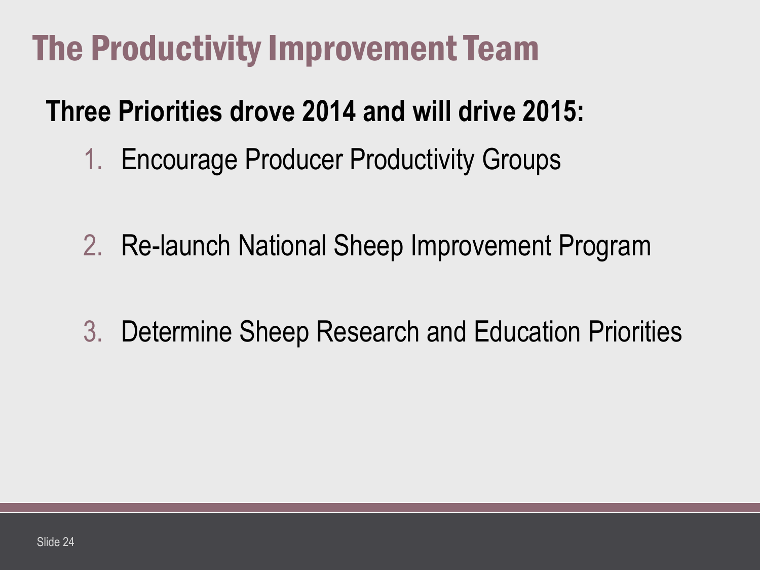# The Productivity Improvement Team

**Three Priorities drove 2014 and will drive 2015:**

1. Encourage Producer Productivity Groups
2. Re-launch National Sheep Improvement Program
3. Determine Sheep Research and Education Priorities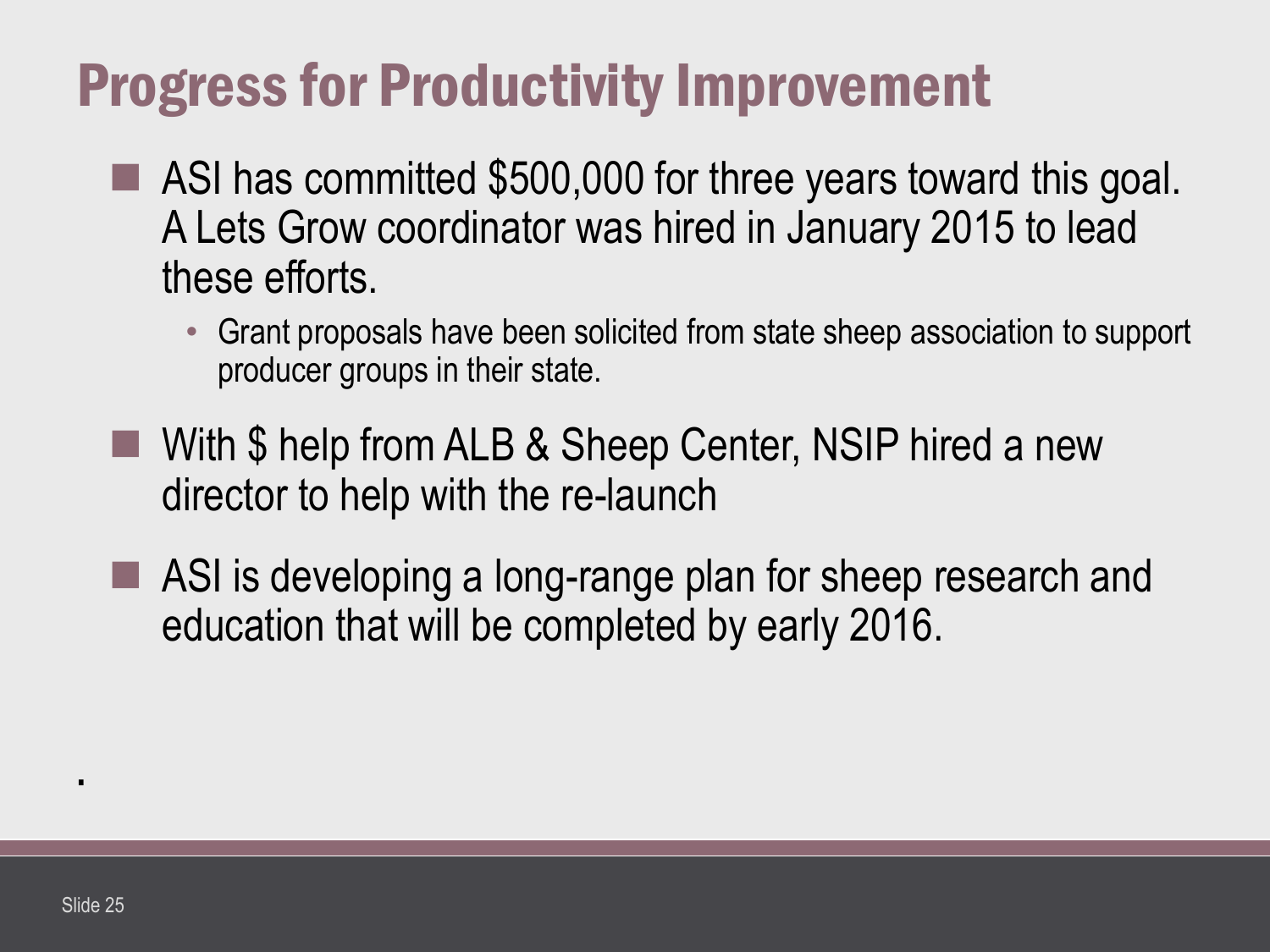# Progress for Productivity Improvement

- ASI has committed $500,000 for three years toward this goal. A Lets Grow coordinator was hired in January 2015 to lead these efforts.
  - Grant proposals have been solicited from state sheep association to support producer groups in their state.
- With $ help from ALB & Sheep Center, NSIP hired a new director to help with the re-launch
- ASI is developing a long-range plan for sheep research and education that will be completed by early 2016.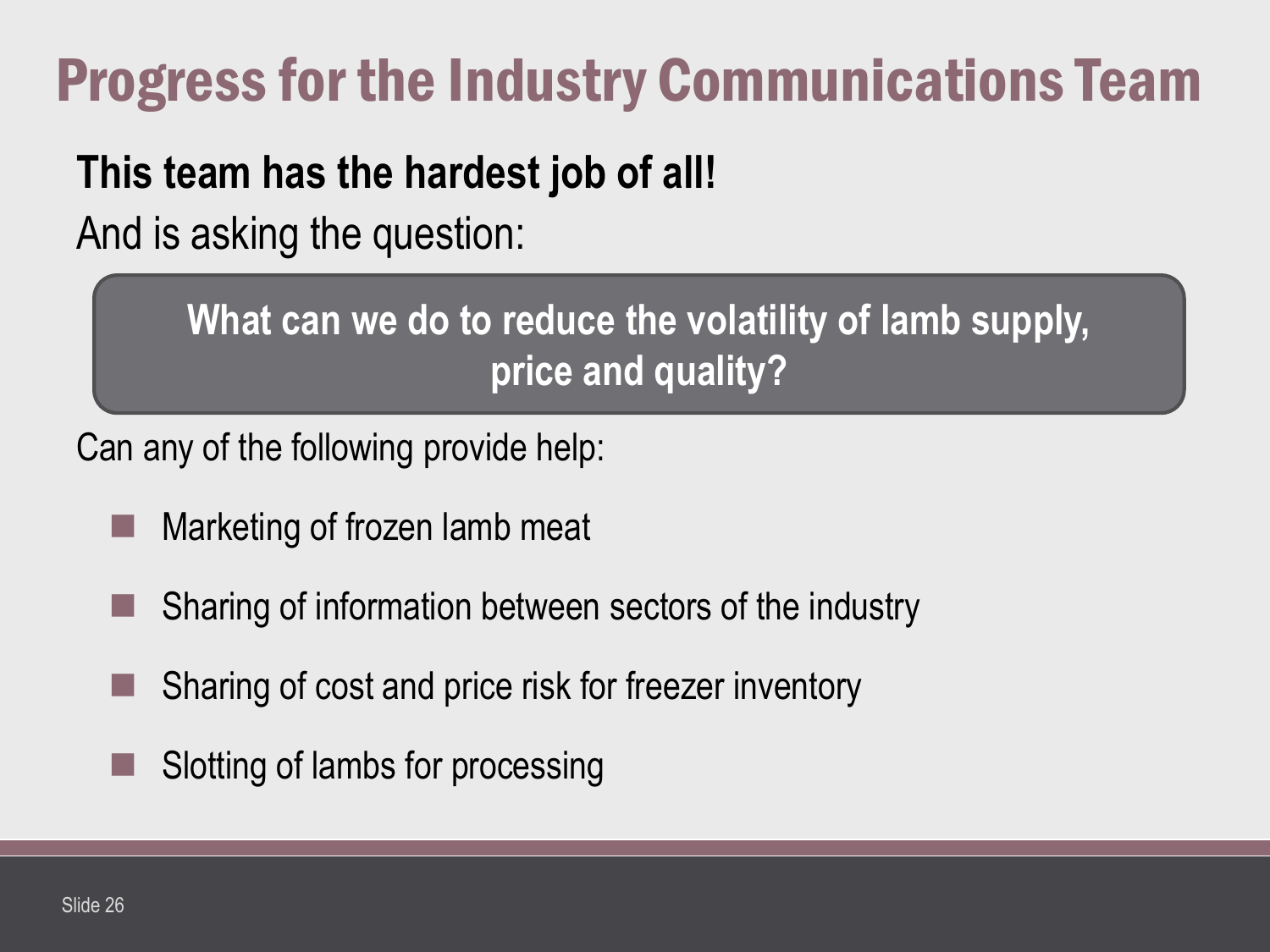# Progress for the Industry Communications Team

**This team has the hardest job of all!**

And is asking the question:

> **What can we do to reduce the volatility of lamb supply, price and quality?**

Can any of the following provide help:

- Marketing of frozen lamb meat
- Sharing of information between sectors of the industry
- Sharing of cost and price risk for freezer inventory
- Slotting of lambs for processing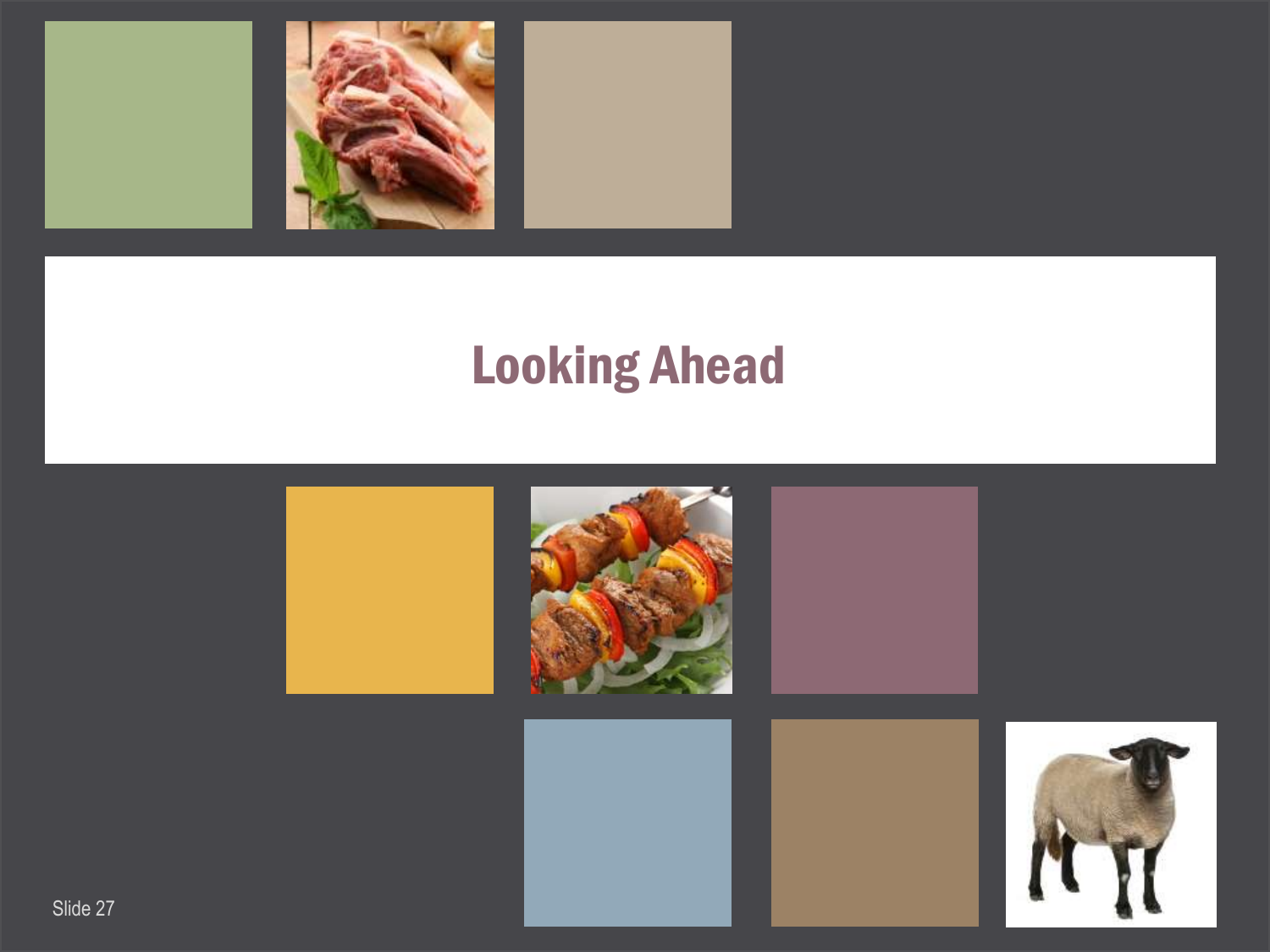# Looking Ahead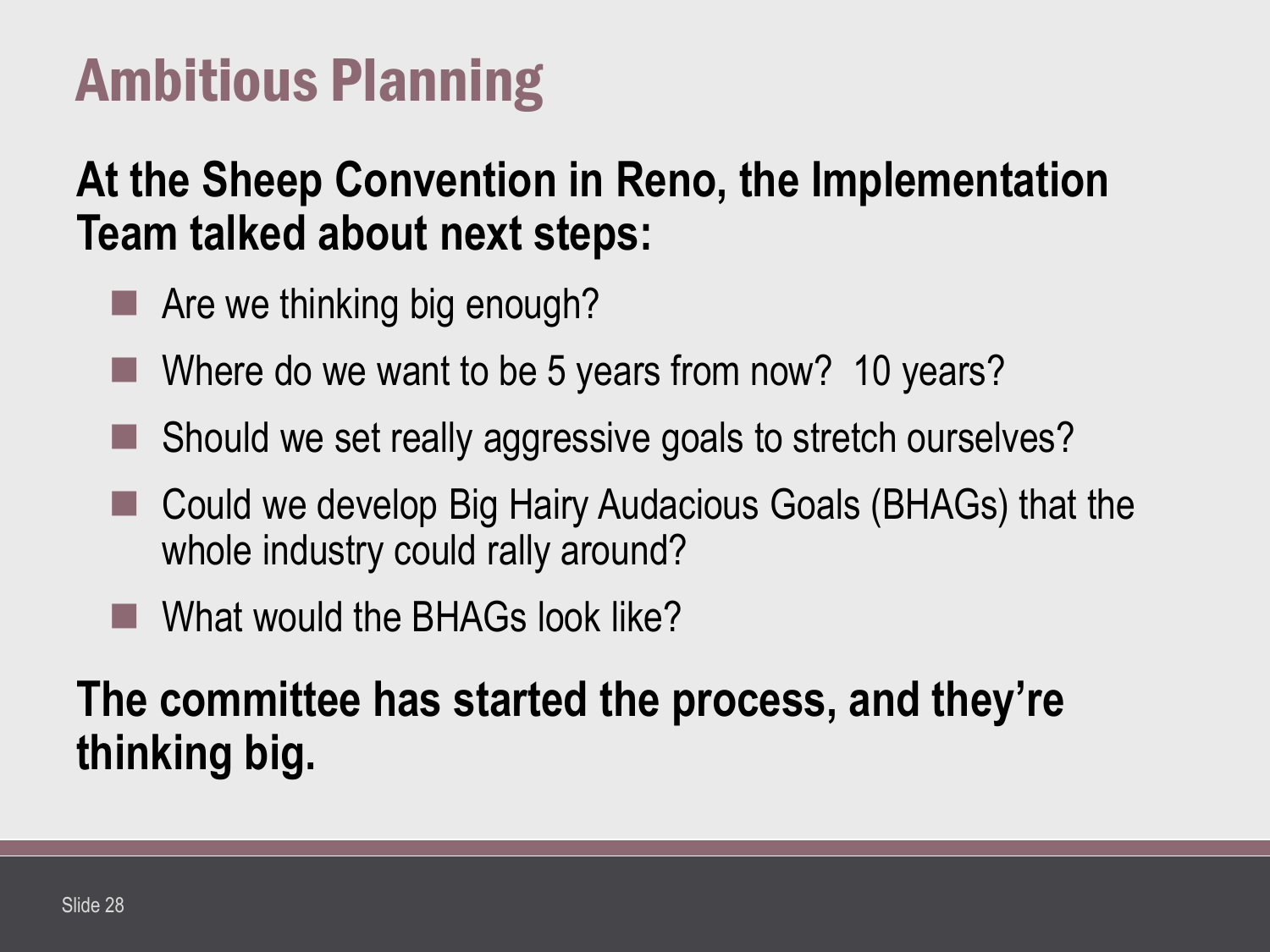# Ambitious Planning

**At the Sheep Convention in Reno, the Implementation Team talked about next steps:**

- Are we thinking big enough?
- Where do we want to be 5 years from now?  10 years?
- Should we set really aggressive goals to stretch ourselves?
- Could we develop Big Hairy Audacious Goals (BHAGs) that the whole industry could rally around?
- What would the BHAGs look like?

**The committee has started the process, and they're thinking big.**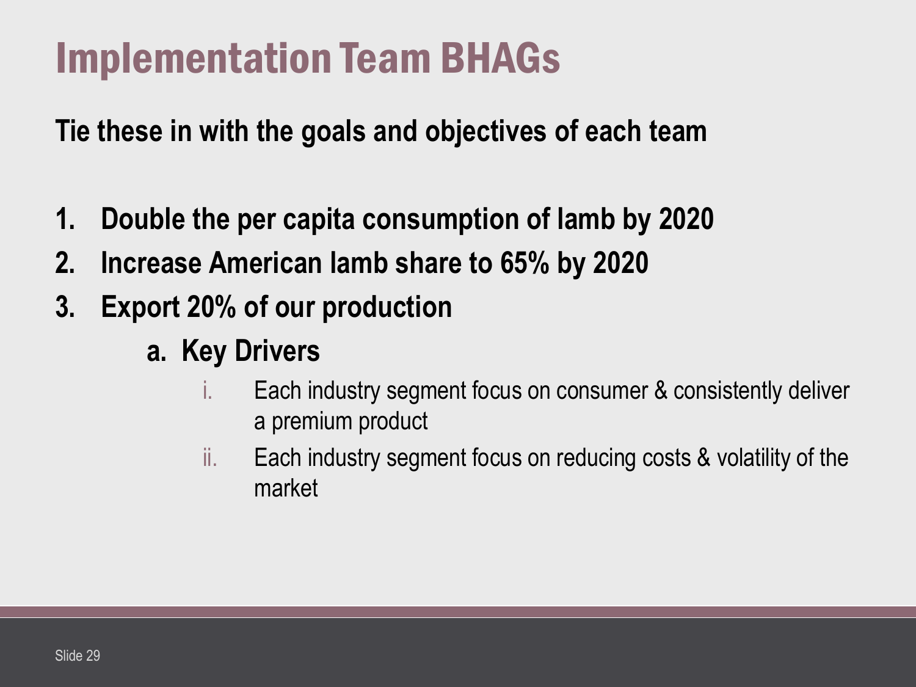# Implementation Team BHAGs

**Tie these in with the goals and objectives of each team**

1. **Double the per capita consumption of lamb by 2020**
2. **Increase American lamb share to 65% by 2020**
3. **Export 20% of our production**
    a. **Key Drivers**
        i. Each industry segment focus on consumer & consistently deliver a premium product
        ii. Each industry segment focus on reducing costs & volatility of the market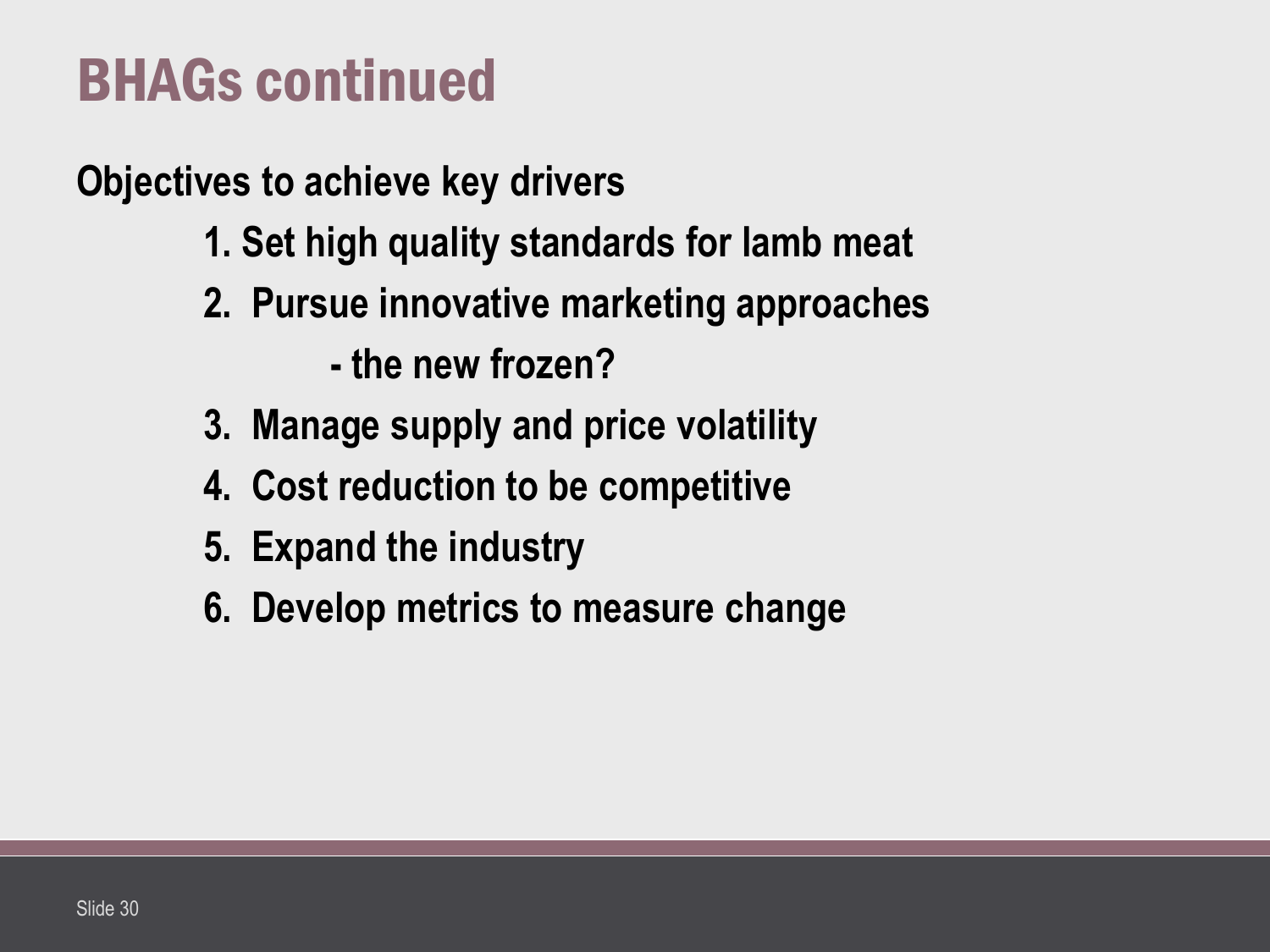# BHAGs continued

**Objectives to achieve key drivers**

1. Set high quality standards for lamb meat
2. Pursue innovative marketing approaches
   - the new frozen?
3. Manage supply and price volatility
4. Cost reduction to be competitive
5. Expand the industry
6. Develop metrics to measure change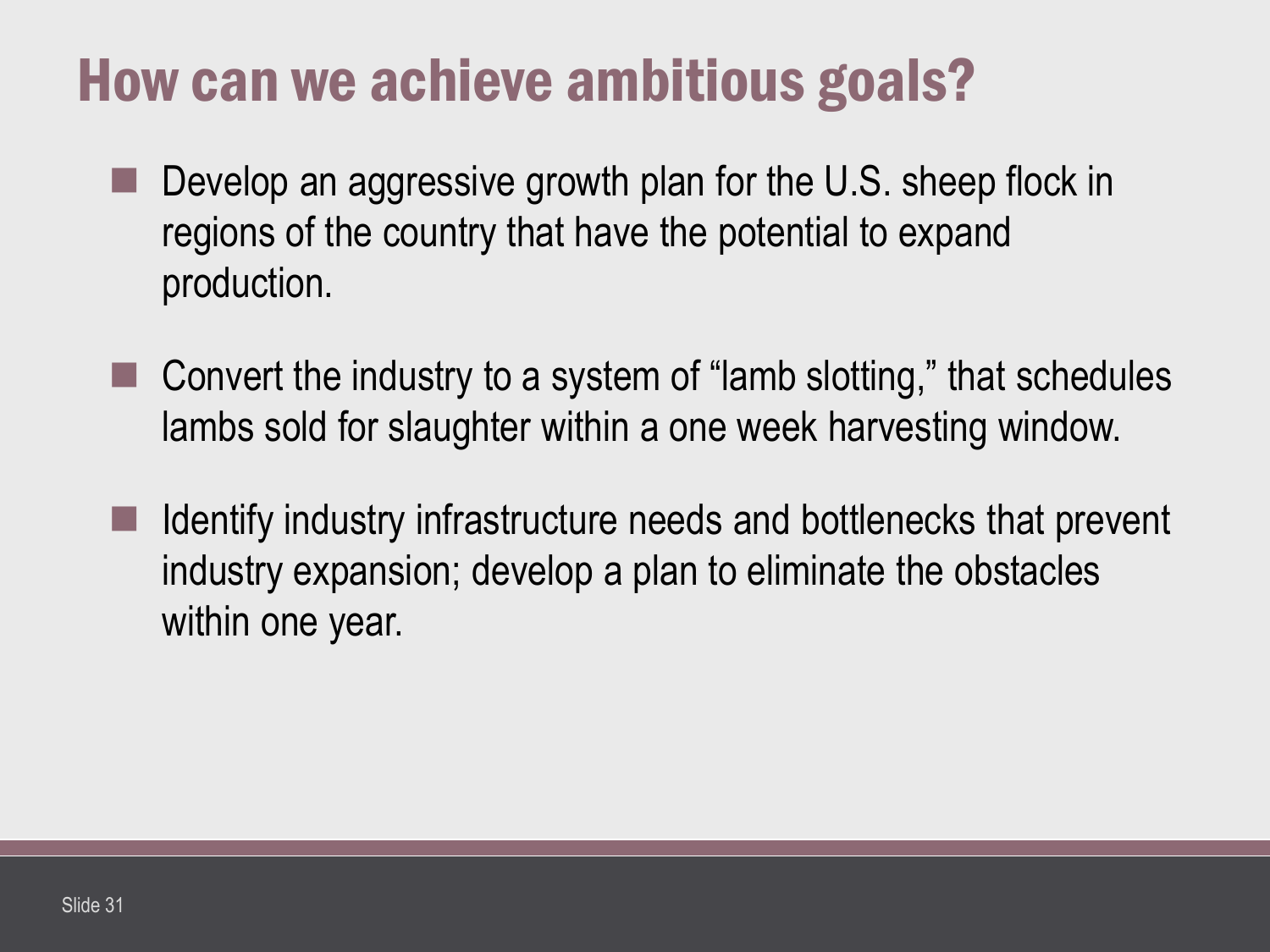# How can we achieve ambitious goals?

- Develop an aggressive growth plan for the U.S. sheep flock in regions of the country that have the potential to expand production.
- Convert the industry to a system of "lamb slotting," that schedules lambs sold for slaughter within a one week harvesting window.
- Identify industry infrastructure needs and bottlenecks that prevent industry expansion; develop a plan to eliminate the obstacles within one year.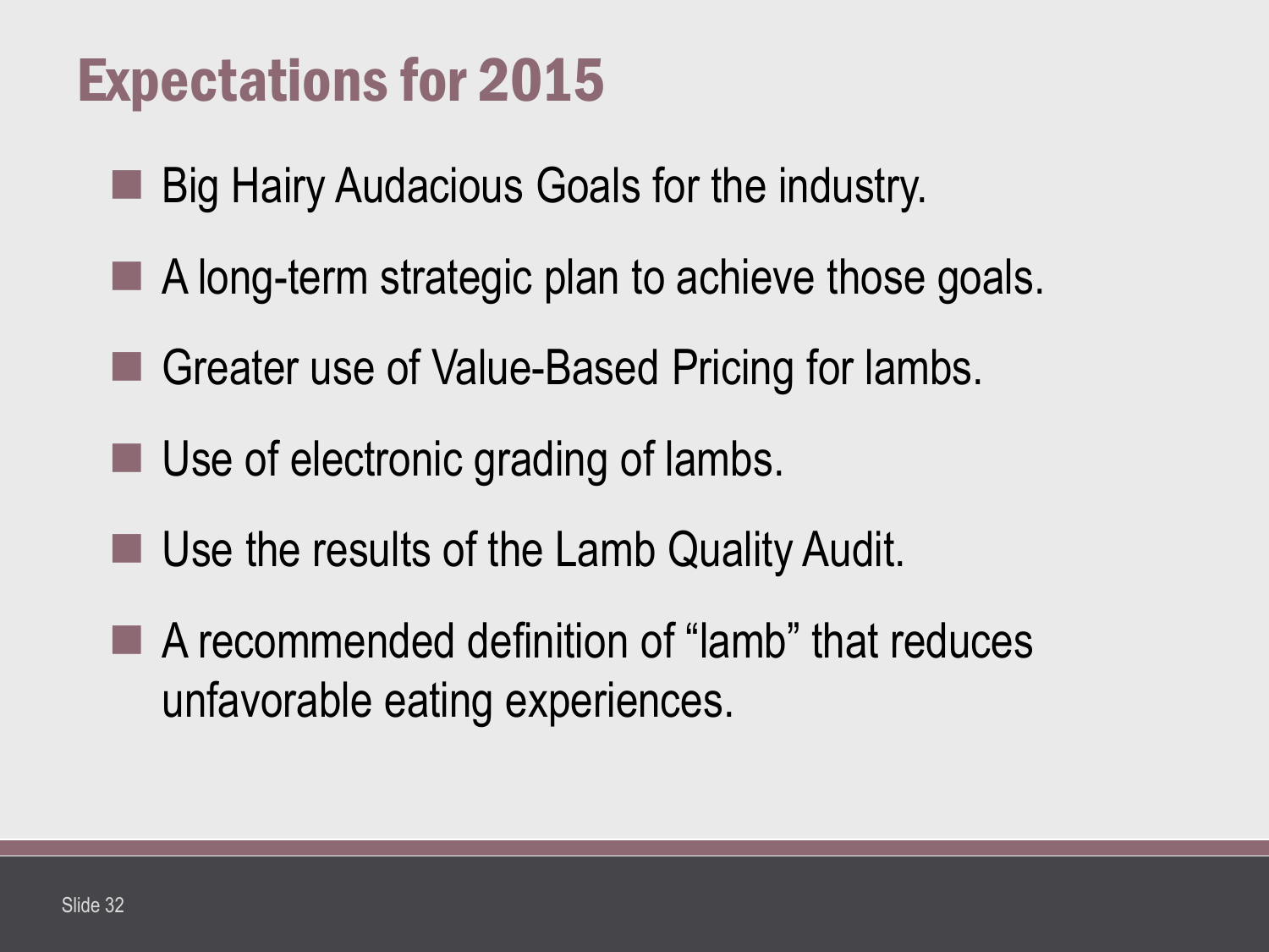# Expectations for 2015

- Big Hairy Audacious Goals for the industry.
- A long-term strategic plan to achieve those goals.
- Greater use of Value-Based Pricing for lambs.
- Use of electronic grading of lambs.
- Use the results of the Lamb Quality Audit.
- A recommended definition of “lamb” that reduces unfavorable eating experiences.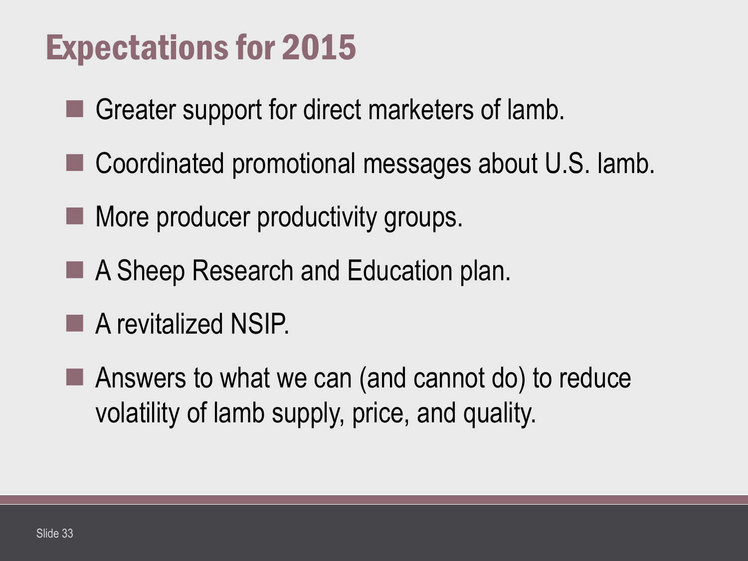# Expectations for 2015

- Greater support for direct marketers of lamb.
- Coordinated promotional messages about U.S. lamb.
- More producer productivity groups.
- A Sheep Research and Education plan.
- A revitalized NSIP.
- Answers to what we can (and cannot do) to reduce volatility of lamb supply, price, and quality.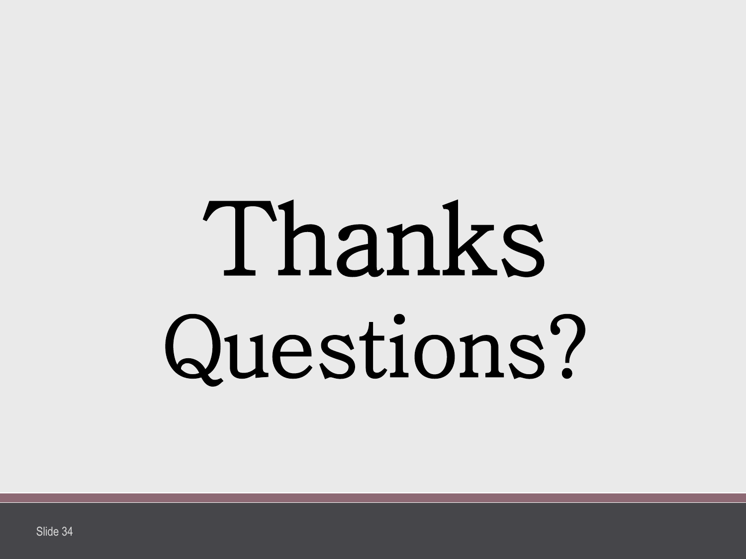# Thanks

# Questions?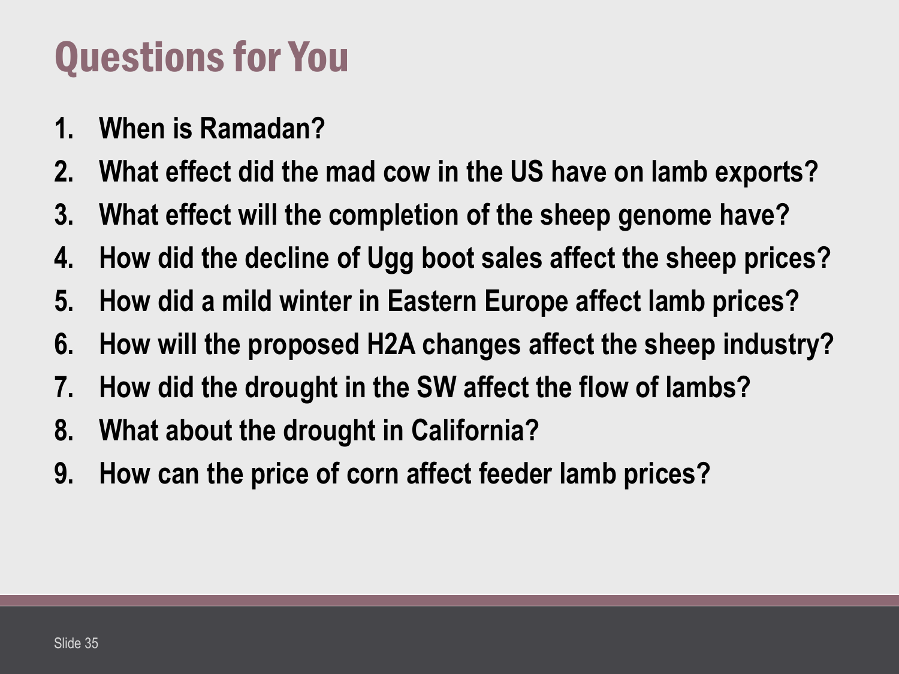# Questions for You

1. When is Ramadan?
2. What effect did the mad cow in the US have on lamb exports?
3. What effect will the completion of the sheep genome have?
4. How did the decline of Ugg boot sales affect the sheep prices?
5. How did a mild winter in Eastern Europe affect lamb prices?
6. How will the proposed H2A changes affect the sheep industry?
7. How did the drought in the SW affect the flow of lambs?
8. What about the drought in California?
9. How can the price of corn affect feeder lamb prices?